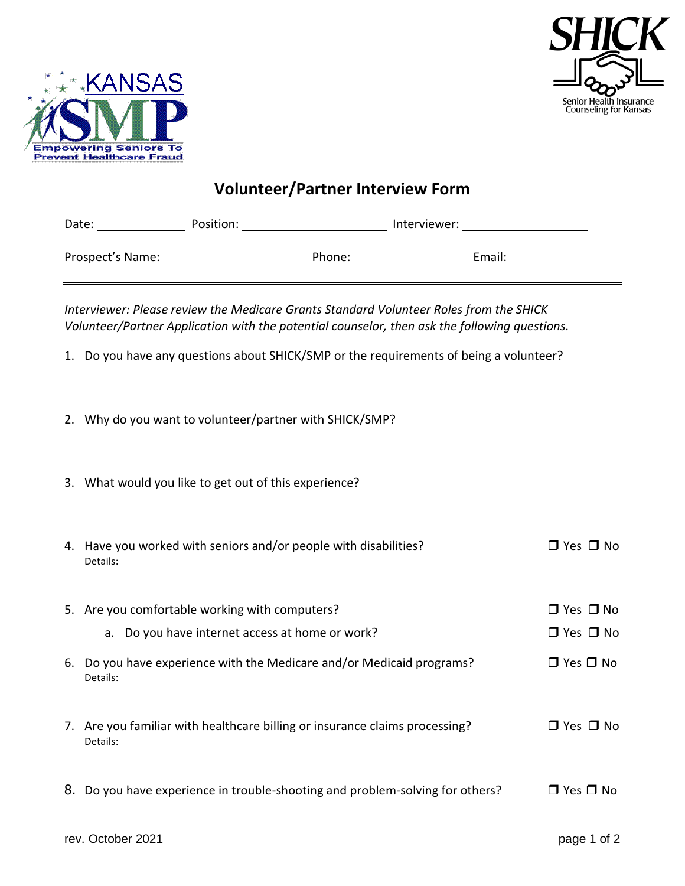KANSAS SMP
Empowering Seniors To Prevent Healthcare Fraud

SHICK
Senior Health Insurance Counseling for Kansas

# Volunteer/Partner Interview Form

Date: ____________ Position: ____________________ Interviewer: ____________________

Prospect's Name: ____________________ Phone: ________________ Email: ____________

---

*Interviewer: Please review the Medicare Grants Standard Volunteer Roles from the SHICK Volunteer/Partner Application with the potential counselor, then ask the following questions.*

1. Do you have any questions about SHICK/SMP or the requirements of being a volunteer?

2. Why do you want to volunteer/partner with SHICK/SMP?

3. What would you like to get out of this experience?

4. Have you worked with seniors and/or people with disabilities? ❒ Yes ❒ No
   Details:

5. Are you comfortable working with computers? ❒ Yes ❒ No
   a. Do you have internet access at home or work? ❒ Yes ❒ No

6. Do you have experience with the Medicare and/or Medicaid programs? ❒ Yes ❒ No
   Details:

7. Are you familiar with healthcare billing or insurance claims processing? ❒ Yes ❒ No
   Details:

8. Do you have experience in trouble-shooting and problem-solving for others? ❒ Yes ❒ No

rev. October 2021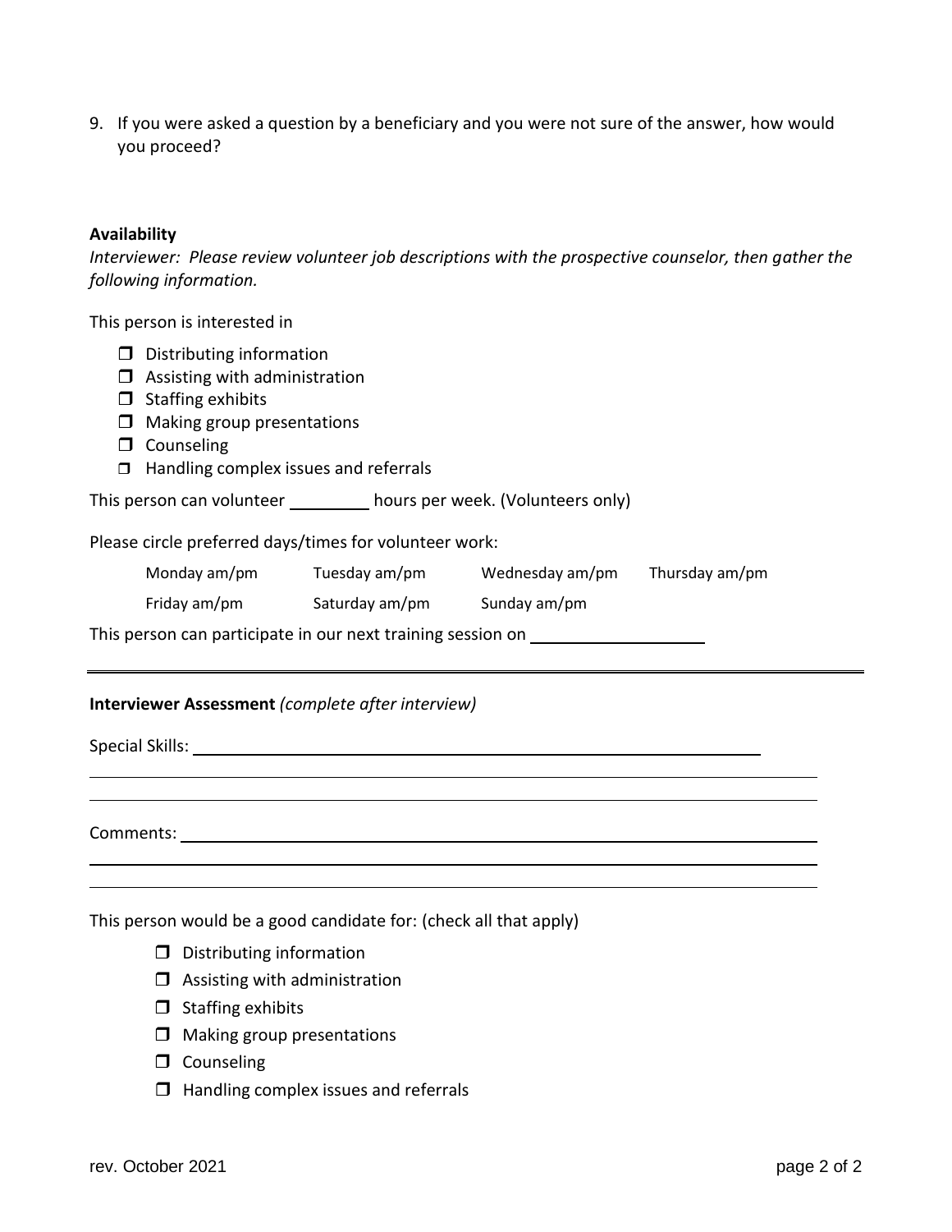9. If you were asked a question by a beneficiary and you were not sure of the answer, how would you proceed?

**Availability**

*Interviewer: Please review volunteer job descriptions with the prospective counselor, then gather the following information.*

This person is interested in

- ☐ Distributing information
- ☐ Assisting with administration
- ☐ Staffing exhibits
- ☐ Making group presentations
- ☐ Counseling
- ☐ Handling complex issues and referrals

This person can volunteer _________ hours per week. (Volunteers only)

Please circle preferred days/times for volunteer work:

| | | | |
|---|---|---|---|
| Monday am/pm | Tuesday am/pm | Wednesday am/pm | Thursday am/pm |
| Friday am/pm | Saturday am/pm | Sunday am/pm | |

This person can participate in our next training session on ___________________

---

**Interviewer Assessment** *(complete after interview)*

Special Skills: ______________________________________________________________

______________________________________________________________

______________________________________________________________

Comments: ______________________________________________________________

______________________________________________________________

______________________________________________________________

This person would be a good candidate for: (check all that apply)

- ☐ Distributing information
- ☐ Assisting with administration
- ☐ Staffing exhibits
- ☐ Making group presentations
- ☐ Counseling
- ☐ Handling complex issues and referrals

rev. October 2021